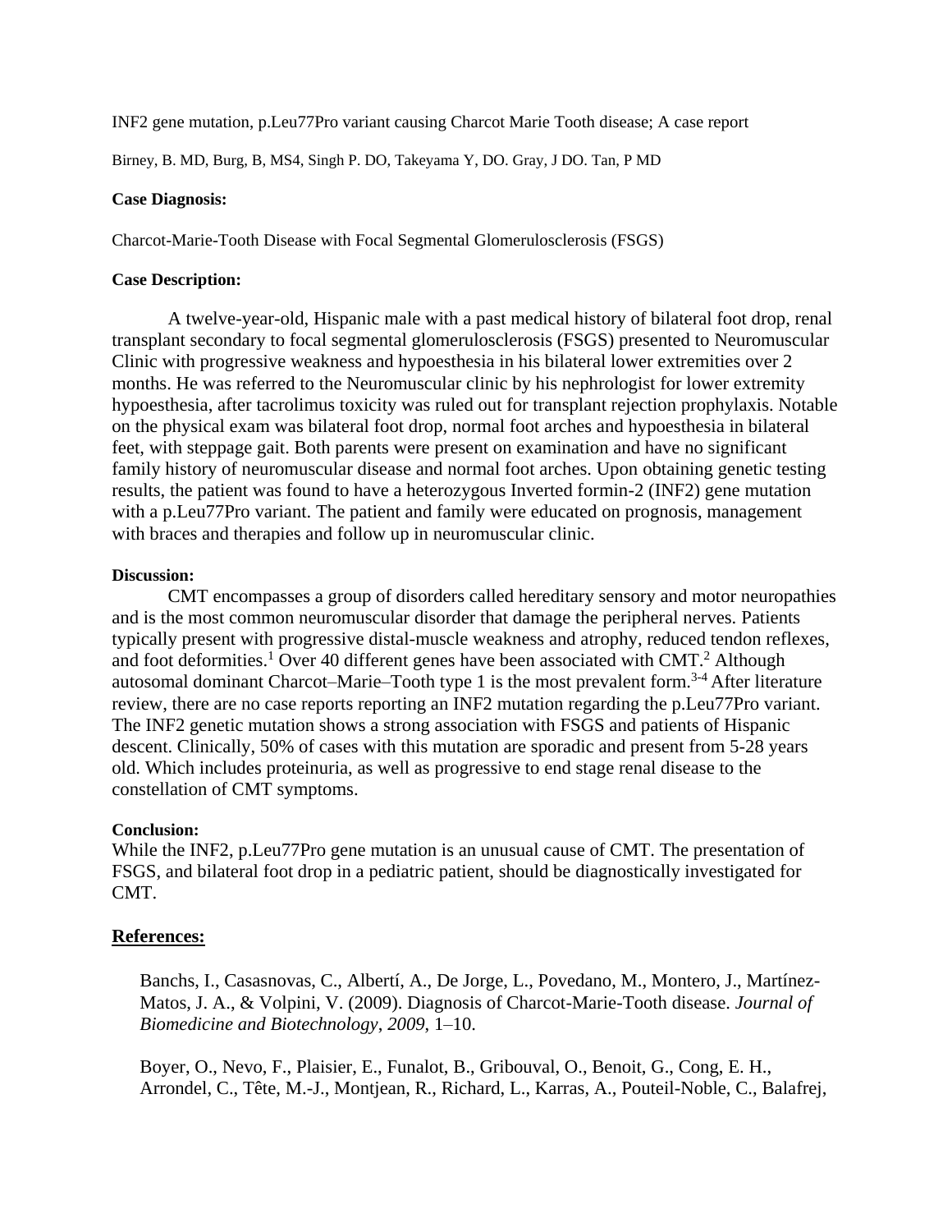INF2 gene mutation, p.Leu77Pro variant causing Charcot Marie Tooth disease; A case report

Birney, B. MD, Burg, B, MS4, Singh P. DO, Takeyama Y, DO. Gray, J DO. Tan, P MD

**Case Diagnosis:**

Charcot-Marie-Tooth Disease with Focal Segmental Glomerulosclerosis (FSGS)

**Case Description:**

A twelve-year-old, Hispanic male with a past medical history of bilateral foot drop, renal transplant secondary to focal segmental glomerulosclerosis (FSGS) presented to Neuromuscular Clinic with progressive weakness and hypoesthesia in his bilateral lower extremities over 2 months. He was referred to the Neuromuscular clinic by his nephrologist for lower extremity hypoesthesia, after tacrolimus toxicity was ruled out for transplant rejection prophylaxis. Notable on the physical exam was bilateral foot drop, normal foot arches and hypoesthesia in bilateral feet, with steppage gait. Both parents were present on examination and have no significant family history of neuromuscular disease and normal foot arches. Upon obtaining genetic testing results, the patient was found to have a heterozygous Inverted formin-2 (INF2) gene mutation with a p.Leu77Pro variant. The patient and family were educated on prognosis, management with braces and therapies and follow up in neuromuscular clinic.

**Discussion:**

CMT encompasses a group of disorders called hereditary sensory and motor neuropathies and is the most common neuromuscular disorder that damage the peripheral nerves. Patients typically present with progressive distal-muscle weakness and atrophy, reduced tendon reflexes, and foot deformities.[1] Over 40 different genes have been associated with CMT.[2] Although autosomal dominant Charcot–Marie–Tooth type 1 is the most prevalent form.[3-4] After literature review, there are no case reports reporting an INF2 mutation regarding the p.Leu77Pro variant. The INF2 genetic mutation shows a strong association with FSGS and patients of Hispanic descent. Clinically, 50% of cases with this mutation are sporadic and present from 5-28 years old. Which includes proteinuria, as well as progressive to end stage renal disease to the constellation of CMT symptoms.

**Conclusion:**

While the INF2, p.Leu77Pro gene mutation is an unusual cause of CMT. The presentation of FSGS, and bilateral foot drop in a pediatric patient, should be diagnostically investigated for CMT.

## References:

Banchs, I., Casasnovas, C., Albertí, A., De Jorge, L., Povedano, M., Montero, J., Martínez-Matos, J. A., & Volpini, V. (2009). Diagnosis of Charcot-Marie-Tooth disease. *Journal of Biomedicine and Biotechnology*, *2009*, 1–10.

Boyer, O., Nevo, F., Plaisier, E., Funalot, B., Gribouval, O., Benoit, G., Cong, E. H., Arrondel, C., Tête, M.-J., Montjean, R., Richard, L., Karras, A., Pouteil-Noble, C., Balafrej,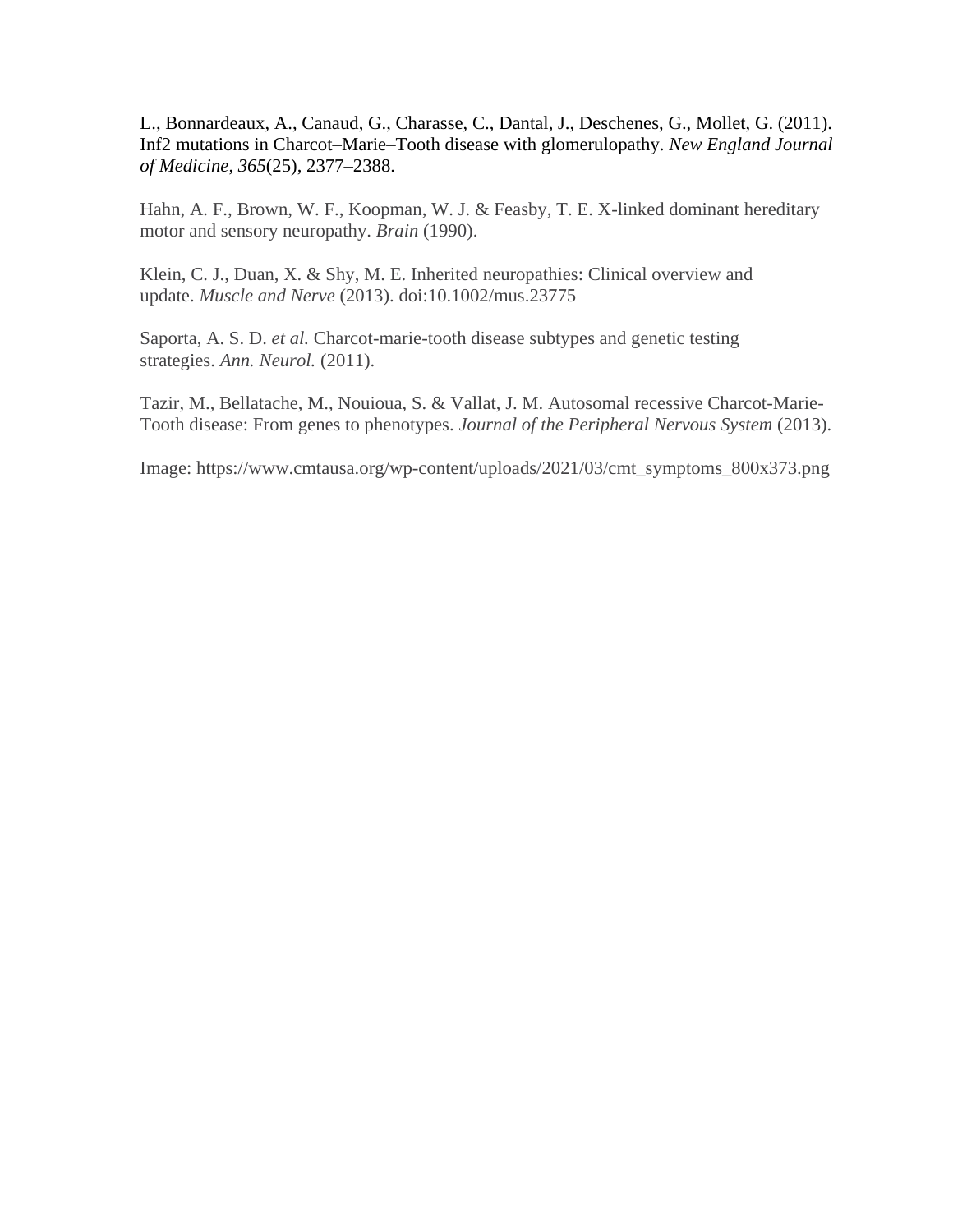L., Bonnardeaux, A., Canaud, G., Charasse, C., Dantal, J., Deschenes, G., Mollet, G. (2011). Inf2 mutations in Charcot–Marie–Tooth disease with glomerulopathy. *New England Journal of Medicine*, *365*(25), 2377–2388.

Hahn, A. F., Brown, W. F., Koopman, W. J. & Feasby, T. E. X-linked dominant hereditary motor and sensory neuropathy. *Brain* (1990).

Klein, C. J., Duan, X. & Shy, M. E. Inherited neuropathies: Clinical overview and update. *Muscle and Nerve* (2013). doi:10.1002/mus.23775

Saporta, A. S. D. *et al.* Charcot-marie-tooth disease subtypes and genetic testing strategies. *Ann. Neurol.* (2011).

Tazir, M., Bellatache, M., Nouioua, S. & Vallat, J. M. Autosomal recessive Charcot-Marie-Tooth disease: From genes to phenotypes. *Journal of the Peripheral Nervous System* (2013).

Image: https://www.cmtausa.org/wp-content/uploads/2021/03/cmt_symptoms_800x373.png